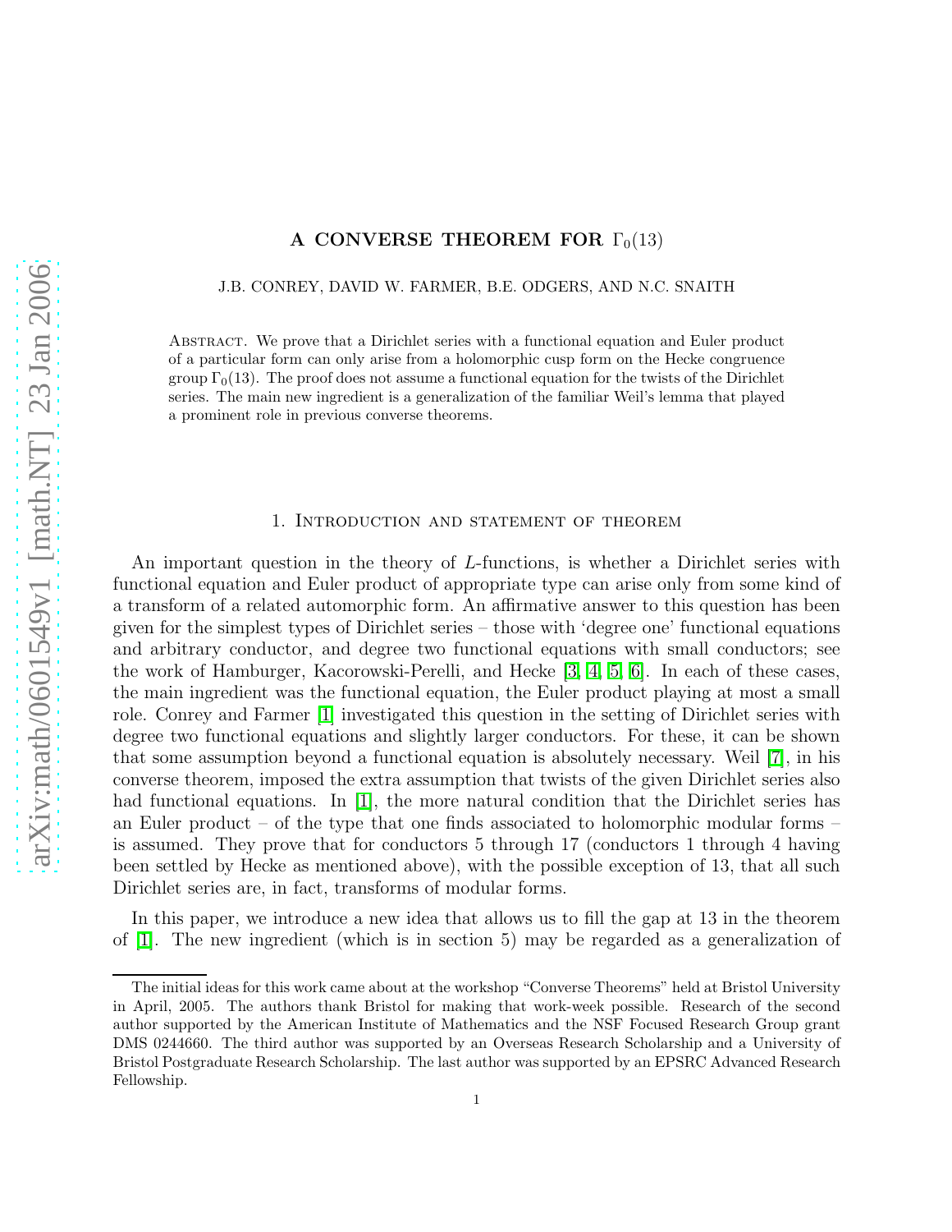# A CONVERSE THEOREM FOR $\Gamma_0(13)$

J.B. CONREY, DAVID W. FARMER, B.E. ODGERS, AND N.C. SNAITH

Abstract. We prove that a Dirichlet series with a functional equation and Euler product of a particular form can only arise from a holomorphic cusp form on the Hecke congruence group $\Gamma_0(13)$. The proof does not assume a functional equation for the twists of the Dirichlet series. The main new ingredient is a generalization of the familiar Weil's lemma that played a prominent role in previous converse theorems.

## 1. Introduction and statement of theorem

An important question in the theory of $L$-functions, is whether a Dirichlet series with functional equation and Euler product of appropriate type can arise only from some kind of a transform of a related automorphic form. An affirmative answer to this question has been given for the simplest types of Dirichlet series – those with 'degree one' functional equations and arbitrary conductor, and degree two functional equations with small conductors; see the work of Hamburger, Kacorowski-Perelli, and Hecke [3, 4, 5, 6]. In each of these cases, the main ingredient was the functional equation, the Euler product playing at most a small role. Conrey and Farmer [1] investigated this question in the setting of Dirichlet series with degree two functional equations and slightly larger conductors. For these, it can be shown that some assumption beyond a functional equation is absolutely necessary. Weil [7], in his converse theorem, imposed the extra assumption that twists of the given Dirichlet series also had functional equations. In [1], the more natural condition that the Dirichlet series has an Euler product – of the type that one finds associated to holomorphic modular forms – is assumed. They prove that for conductors 5 through 17 (conductors 1 through 4 having been settled by Hecke as mentioned above), with the possible exception of 13, that all such Dirichlet series are, in fact, transforms of modular forms.

In this paper, we introduce a new idea that allows us to fill the gap at 13 in the theorem of [1]. The new ingredient (which is in section 5) may be regarded as a generalization of

The initial ideas for this work came about at the workshop "Converse Theorems" held at Bristol University in April, 2005. The authors thank Bristol for making that work-week possible. Research of the second author supported by the American Institute of Mathematics and the NSF Focused Research Group grant DMS 0244660. The third author was supported by an Overseas Research Scholarship and a University of Bristol Postgraduate Research Scholarship. The last author was supported by an EPSRC Advanced Research Fellowship.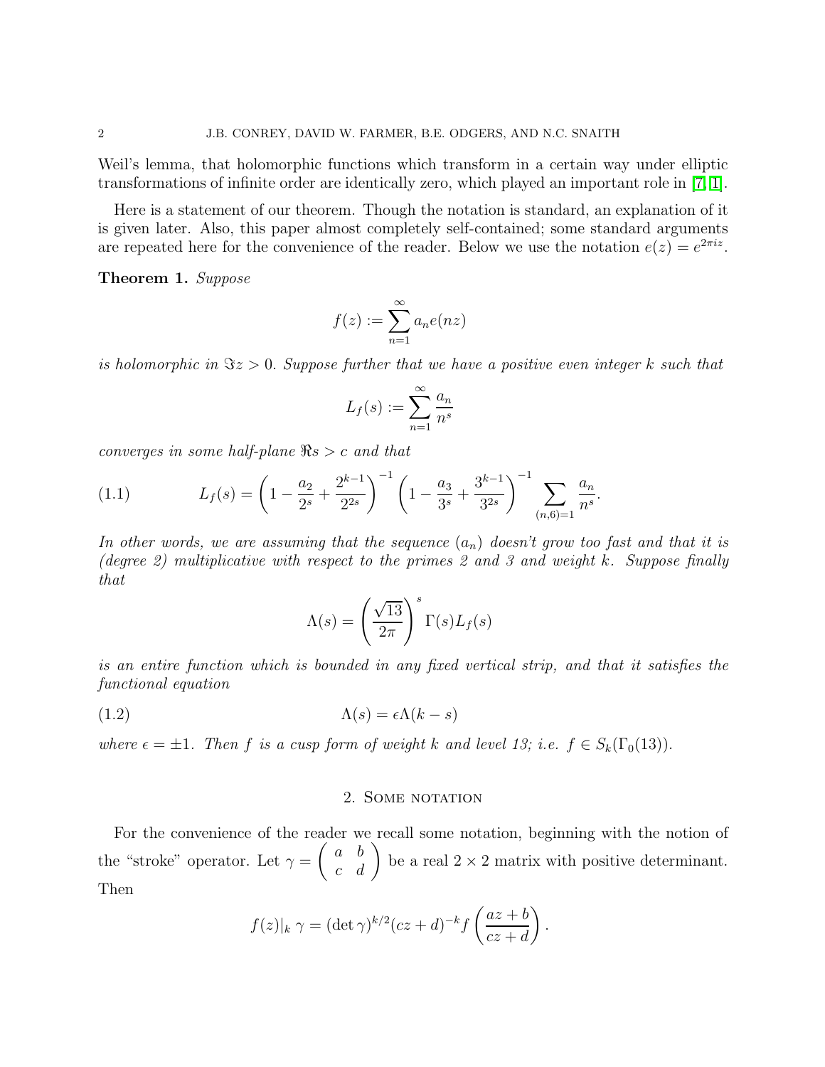Weil's lemma, that holomorphic functions which transform in a certain way under elliptic transformations of infinite order are identically zero, which played an important role in [7, 1].

Here is a statement of our theorem. Though the notation is standard, an explanation of it is given later. Also, this paper almost completely self-contained; some standard arguments are repeated here for the convenience of the reader. Below we use the notation $e(z) = e^{2\pi i z}$.

**Theorem 1.** *Suppose*

$$f(z) := \sum_{n=1}^{\infty} a_n e(nz)$$

*is holomorphic in* $\Im z > 0$. *Suppose further that we have a positive even integer* $k$ *such that*

$$L_f(s) := \sum_{n=1}^{\infty} \frac{a_n}{n^s}$$

*converges in some half-plane* $\Re s > c$ *and that*

$$L_f(s) = \left(1 - \frac{a_2}{2^s} + \frac{2^{k-1}}{2^{2s}}\right)^{-1} \left(1 - \frac{a_3}{3^s} + \frac{3^{k-1}}{3^{2s}}\right)^{-1} \sum_{(n,6)=1} \frac{a_n}{n^s}. \tag{1.1}$$

*In other words, we are assuming that the sequence* $(a_n)$ *doesn't grow too fast and that it is (degree 2) multiplicative with respect to the primes 2 and 3 and weight* $k$. *Suppose finally that*

$$\Lambda(s) = \left(\frac{\sqrt{13}}{2\pi}\right)^s \Gamma(s) L_f(s)$$

*is an entire function which is bounded in any fixed vertical strip, and that it satisfies the functional equation*

$$\Lambda(s) = \epsilon \Lambda(k - s) \tag{1.2}$$

*where* $\epsilon = \pm 1$. *Then* $f$ *is a cusp form of weight* $k$ *and level 13; i.e.* $f \in S_k(\Gamma_0(13))$.

## 2. Some notation

For the convenience of the reader we recall some notation, beginning with the notion of the "stroke" operator. Let $\gamma = \begin{pmatrix} a & b \\ c & d \end{pmatrix}$ be a real $2 \times 2$ matrix with positive determinant. Then

$$f(z)|_k\, \gamma = (\det \gamma)^{k/2} (cz + d)^{-k} f\left(\frac{az + b}{cz + d}\right).$$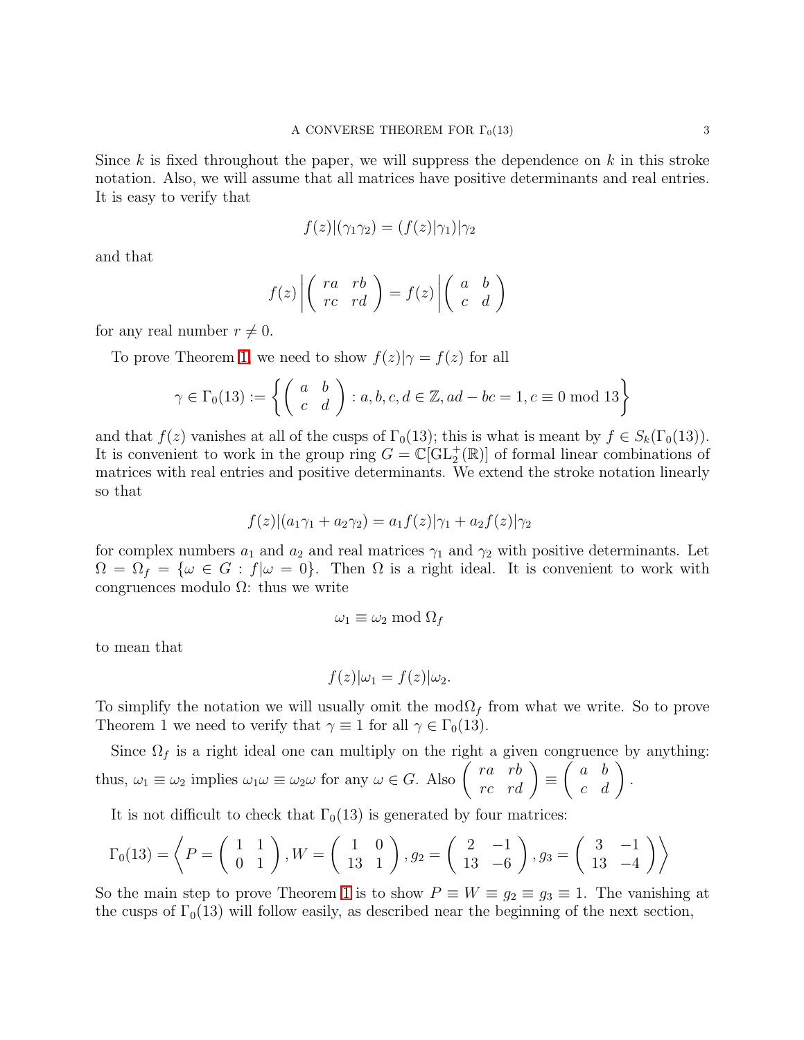Since $k$ is fixed throughout the paper, we will suppress the dependence on $k$ in this stroke notation. Also, we will assume that all matrices have positive determinants and real entries. It is easy to verify that

$$f(z)|(\gamma_1\gamma_2) = (f(z)|\gamma_1)|\gamma_2$$

and that

$$f(z)\left|\begin{pmatrix} ra & rb \\ rc & rd \end{pmatrix}\right. = f(z)\left|\begin{pmatrix} a & b \\ c & d \end{pmatrix}\right.$$

for any real number $r \neq 0$.

To prove Theorem 1, we need to show $f(z)|\gamma = f(z)$ for all

$$\gamma \in \Gamma_0(13) := \left\{ \begin{pmatrix} a & b \\ c & d \end{pmatrix} : a, b, c, d \in \mathbb{Z}, ad - bc = 1, c \equiv 0 \bmod 13 \right\}$$

and that $f(z)$ vanishes at all of the cusps of $\Gamma_0(13)$; this is what is meant by $f \in S_k(\Gamma_0(13))$. It is convenient to work in the group ring $G = \mathbb{C}[\mathrm{GL}_2^+(\mathbb{R})]$ of formal linear combinations of matrices with real entries and positive determinants. We extend the stroke notation linearly so that

$$f(z)|(a_1\gamma_1 + a_2\gamma_2) = a_1 f(z)|\gamma_1 + a_2 f(z)|\gamma_2$$

for complex numbers $a_1$ and $a_2$ and real matrices $\gamma_1$ and $\gamma_2$ with positive determinants. Let $\Omega = \Omega_f = \{\omega \in G : f|\omega = 0\}$. Then $\Omega$ is a right ideal. It is convenient to work with congruences modulo $\Omega$: thus we write

$$\omega_1 \equiv \omega_2 \bmod \Omega_f$$

to mean that

$$f(z)|\omega_1 = f(z)|\omega_2.$$

To simplify the notation we will usually omit the $\bmod \Omega_f$ from what we write. So to prove Theorem 1 we need to verify that $\gamma \equiv 1$ for all $\gamma \in \Gamma_0(13)$.

Since $\Omega_f$ is a right ideal one can multiply on the right a given congruence by anything: thus, $\omega_1 \equiv \omega_2$ implies $\omega_1\omega \equiv \omega_2\omega$ for any $\omega \in G$. Also $\begin{pmatrix} ra & rb \\ rc & rd \end{pmatrix} \equiv \begin{pmatrix} a & b \\ c & d \end{pmatrix}$.

It is not difficult to check that $\Gamma_0(13)$ is generated by four matrices:

$$\Gamma_0(13) = \left\langle P = \begin{pmatrix} 1 & 1 \\ 0 & 1 \end{pmatrix}, W = \begin{pmatrix} 1 & 0 \\ 13 & 1 \end{pmatrix}, g_2 = \begin{pmatrix} 2 & -1 \\ 13 & -6 \end{pmatrix}, g_3 = \begin{pmatrix} 3 & -1 \\ 13 & -4 \end{pmatrix} \right\rangle$$

So the main step to prove Theorem 1 is to show $P \equiv W \equiv g_2 \equiv g_3 \equiv 1$. The vanishing at the cusps of $\Gamma_0(13)$ will follow easily, as described near the beginning of the next section,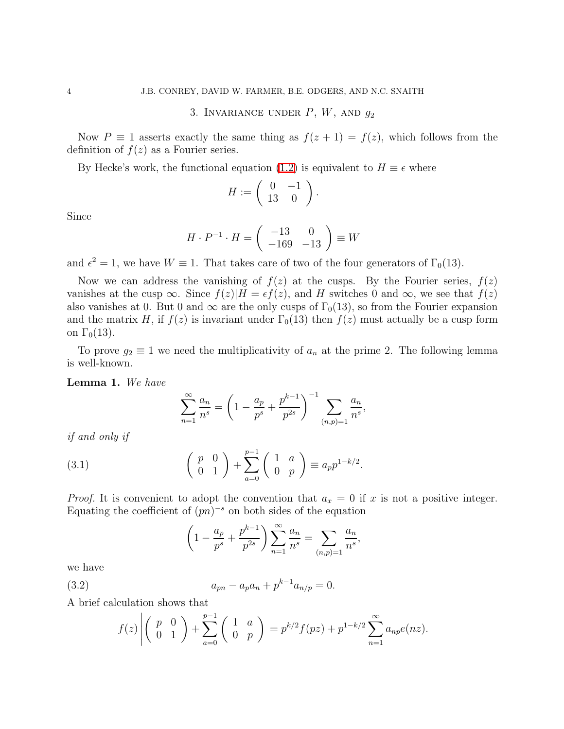## 3. Invariance under $P$, $W$, and $g_2$

Now $P \equiv 1$ asserts exactly the same thing as $f(z+1) = f(z)$, which follows from the definition of $f(z)$ as a Fourier series.

By Hecke's work, the functional equation (1.2) is equivalent to $H \equiv \epsilon$ where

$$H := \begin{pmatrix} 0 & -1 \\ 13 & 0 \end{pmatrix}.$$

Since

$$H \cdot P^{-1} \cdot H = \begin{pmatrix} -13 & 0 \\ -169 & -13 \end{pmatrix} \equiv W$$

and $\epsilon^2 = 1$, we have $W \equiv 1$. That takes care of two of the four generators of $\Gamma_0(13)$.

Now we can address the vanishing of $f(z)$ at the cusps. By the Fourier series, $f(z)$ vanishes at the cusp $\infty$. Since $f(z)|H = \epsilon f(z)$, and $H$ switches 0 and $\infty$, we see that $f(z)$ also vanishes at 0. But 0 and $\infty$ are the only cusps of $\Gamma_0(13)$, so from the Fourier expansion and the matrix $H$, if $f(z)$ is invariant under $\Gamma_0(13)$ then $f(z)$ must actually be a cusp form on $\Gamma_0(13)$.

To prove $g_2 \equiv 1$ we need the multiplicativity of $a_n$ at the prime 2. The following lemma is well-known.

**Lemma 1.** *We have*

$$\sum_{n=1}^{\infty} \frac{a_n}{n^s} = \left(1 - \frac{a_p}{p^s} + \frac{p^{k-1}}{p^{2s}}\right)^{-1} \sum_{(n,p)=1} \frac{a_n}{n^s},$$

*if and only if*

$$\begin{pmatrix} p & 0 \\ 0 & 1 \end{pmatrix} + \sum_{a=0}^{p-1} \begin{pmatrix} 1 & a \\ 0 & p \end{pmatrix} \equiv a_p p^{1-k/2}. \tag{3.1}$$

*Proof.* It is convenient to adopt the convention that $a_x = 0$ if $x$ is not a positive integer. Equating the coefficient of $(pn)^{-s}$ on both sides of the equation

$$\left(1 - \frac{a_p}{p^s} + \frac{p^{k-1}}{p^{2s}}\right) \sum_{n=1}^{\infty} \frac{a_n}{n^s} = \sum_{(n,p)=1} \frac{a_n}{n^s},$$

we have

$$a_{pn} - a_p a_n + p^{k-1} a_{n/p} = 0. \tag{3.2}$$

A brief calculation shows that

$$f(z) \left| \begin{pmatrix} p & 0 \\ 0 & 1 \end{pmatrix} + \sum_{a=0}^{p-1} \begin{pmatrix} 1 & a \\ 0 & p \end{pmatrix} \right. = p^{k/2} f(pz) + p^{1-k/2} \sum_{n=1}^{\infty} a_{np} e(nz).$$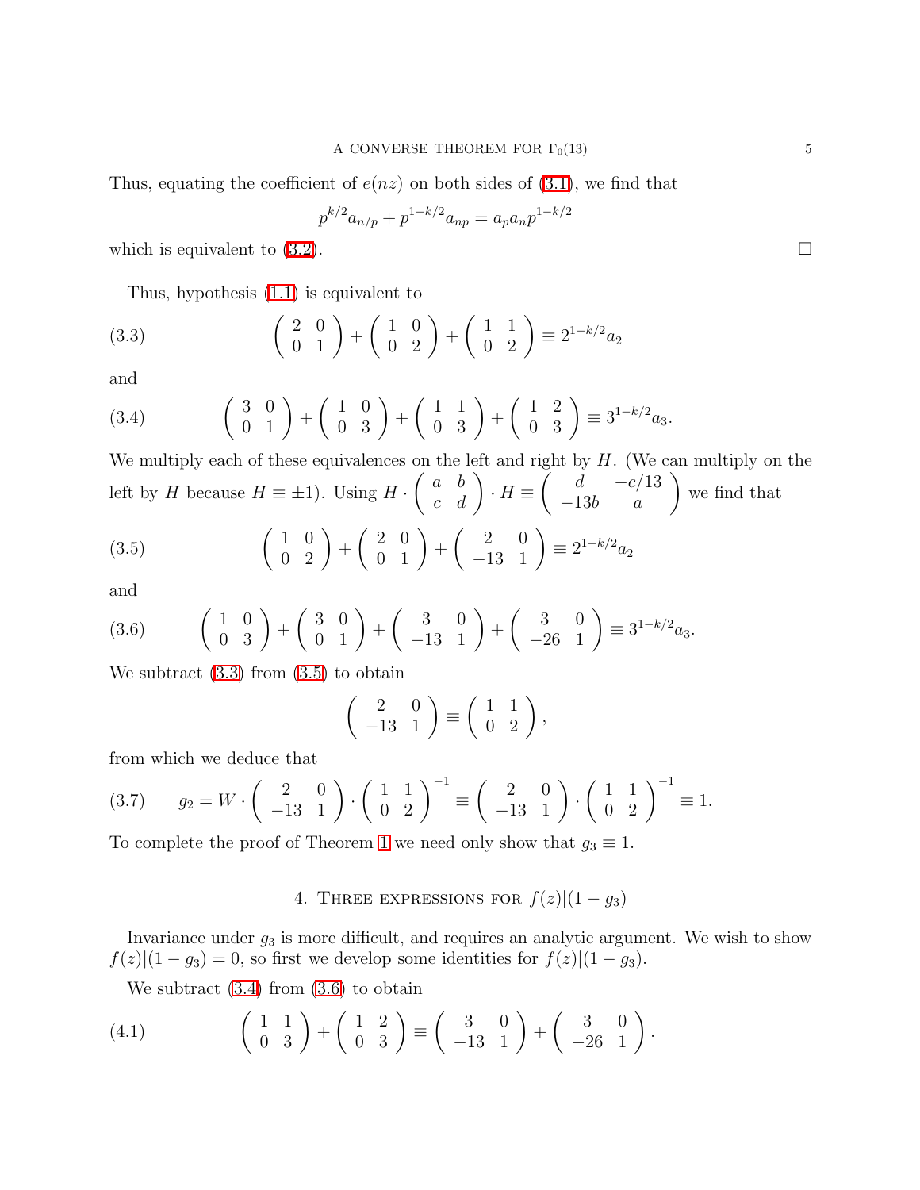Thus, equating the coefficient of $e(nz)$ on both sides of (3.1), we find that

$$p^{k/2}a_{n/p} + p^{1-k/2}a_{np} = a_p a_n p^{1-k/2}$$

which is equivalent to (3.2). $\square$

Thus, hypothesis (1.1) is equivalent to

$$\begin{pmatrix} 2 & 0 \\ 0 & 1 \end{pmatrix} + \begin{pmatrix} 1 & 0 \\ 0 & 2 \end{pmatrix} + \begin{pmatrix} 1 & 1 \\ 0 & 2 \end{pmatrix} \equiv 2^{1-k/2}a_2 \tag{3.3}$$

and

$$\begin{pmatrix} 3 & 0 \\ 0 & 1 \end{pmatrix} + \begin{pmatrix} 1 & 0 \\ 0 & 3 \end{pmatrix} + \begin{pmatrix} 1 & 1 \\ 0 & 3 \end{pmatrix} + \begin{pmatrix} 1 & 2 \\ 0 & 3 \end{pmatrix} \equiv 3^{1-k/2}a_3. \tag{3.4}$$

We multiply each of these equivalences on the left and right by $H$. (We can multiply on the left by $H$ because $H \equiv \pm 1$). Using $H \cdot \begin{pmatrix} a & b \\ c & d \end{pmatrix} \cdot H \equiv \begin{pmatrix} d & -c/13 \\ -13b & a \end{pmatrix}$ we find that

$$\begin{pmatrix} 1 & 0 \\ 0 & 2 \end{pmatrix} + \begin{pmatrix} 2 & 0 \\ 0 & 1 \end{pmatrix} + \begin{pmatrix} 2 & 0 \\ -13 & 1 \end{pmatrix} \equiv 2^{1-k/2}a_2 \tag{3.5}$$

and

$$\begin{pmatrix} 1 & 0 \\ 0 & 3 \end{pmatrix} + \begin{pmatrix} 3 & 0 \\ 0 & 1 \end{pmatrix} + \begin{pmatrix} 3 & 0 \\ -13 & 1 \end{pmatrix} + \begin{pmatrix} 3 & 0 \\ -26 & 1 \end{pmatrix} \equiv 3^{1-k/2}a_3. \tag{3.6}$$

We subtract (3.3) from (3.5) to obtain

$$\begin{pmatrix} 2 & 0 \\ -13 & 1 \end{pmatrix} \equiv \begin{pmatrix} 1 & 1 \\ 0 & 2 \end{pmatrix},$$

from which we deduce that

$$g_2 = W \cdot \begin{pmatrix} 2 & 0 \\ -13 & 1 \end{pmatrix} \cdot \begin{pmatrix} 1 & 1 \\ 0 & 2 \end{pmatrix}^{-1} \equiv \begin{pmatrix} 2 & 0 \\ -13 & 1 \end{pmatrix} \cdot \begin{pmatrix} 1 & 1 \\ 0 & 2 \end{pmatrix}^{-1} \equiv 1. \tag{3.7}$$

To complete the proof of Theorem 1 we need only show that $g_3 \equiv 1$.

## 4. Three expressions for $f(z)|(1 - g_3)$

Invariance under $g_3$ is more difficult, and requires an analytic argument. We wish to show $f(z)|(1 - g_3) = 0$, so first we develop some identities for $f(z)|(1 - g_3)$.

We subtract (3.4) from (3.6) to obtain

$$\begin{pmatrix} 1 & 1 \\ 0 & 3 \end{pmatrix} + \begin{pmatrix} 1 & 2 \\ 0 & 3 \end{pmatrix} \equiv \begin{pmatrix} 3 & 0 \\ -13 & 1 \end{pmatrix} + \begin{pmatrix} 3 & 0 \\ -26 & 1 \end{pmatrix}. \tag{4.1}$$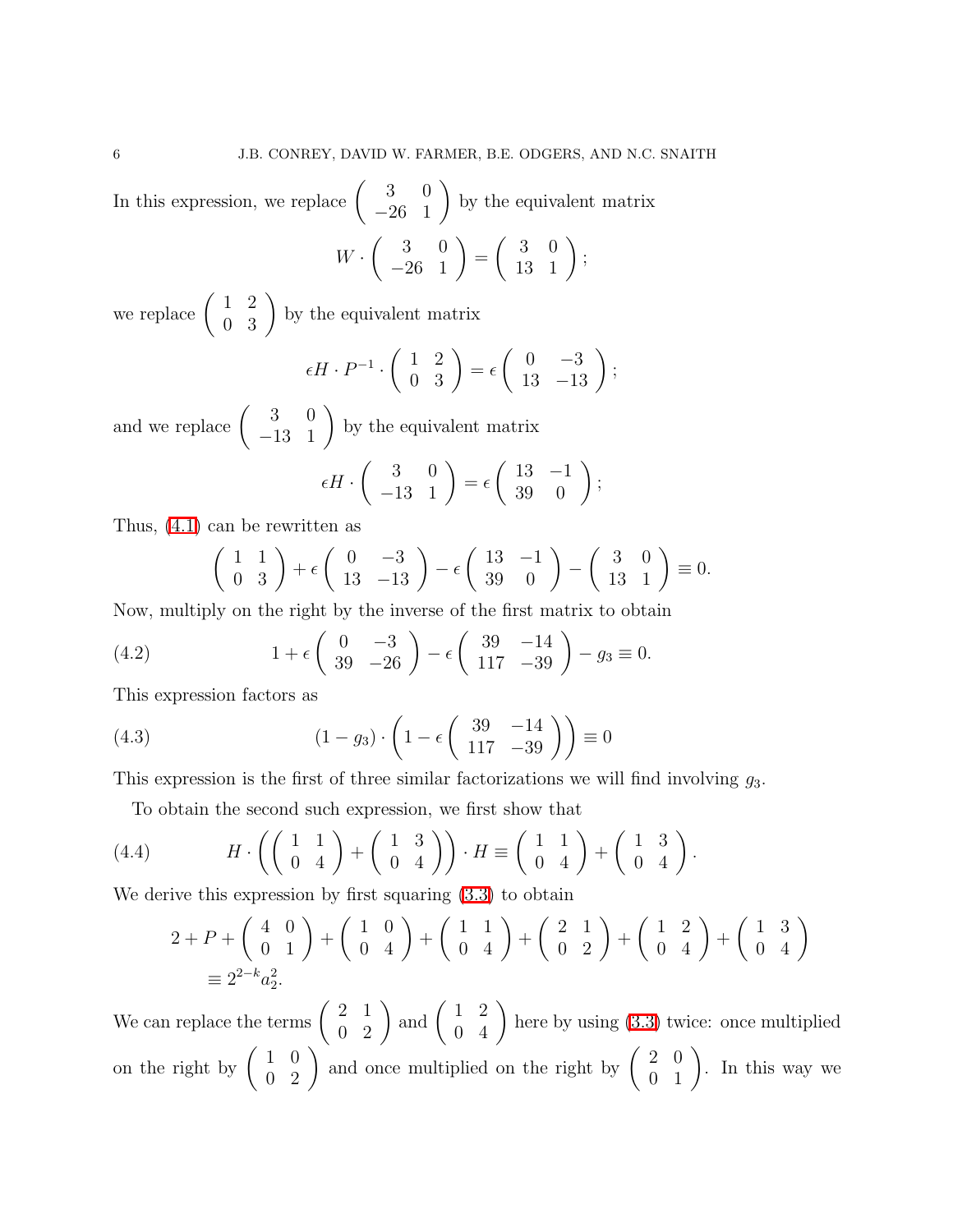In this expression, we replace $\begin{pmatrix} 3 & 0 \\ -26 & 1 \end{pmatrix}$ by the equivalent matrix

$$W \cdot \begin{pmatrix} 3 & 0 \\ -26 & 1 \end{pmatrix} = \begin{pmatrix} 3 & 0 \\ 13 & 1 \end{pmatrix};$$

we replace $\begin{pmatrix} 1 & 2 \\ 0 & 3 \end{pmatrix}$ by the equivalent matrix

$$\epsilon H \cdot P^{-1} \cdot \begin{pmatrix} 1 & 2 \\ 0 & 3 \end{pmatrix} = \epsilon \begin{pmatrix} 0 & -3 \\ 13 & -13 \end{pmatrix};$$

and we replace $\begin{pmatrix} 3 & 0 \\ -13 & 1 \end{pmatrix}$ by the equivalent matrix

$$\epsilon H \cdot \begin{pmatrix} 3 & 0 \\ -13 & 1 \end{pmatrix} = \epsilon \begin{pmatrix} 13 & -1 \\ 39 & 0 \end{pmatrix};$$

Thus, (4.1) can be rewritten as

$$\begin{pmatrix} 1 & 1 \\ 0 & 3 \end{pmatrix} + \epsilon \begin{pmatrix} 0 & -3 \\ 13 & -13 \end{pmatrix} - \epsilon \begin{pmatrix} 13 & -1 \\ 39 & 0 \end{pmatrix} - \begin{pmatrix} 3 & 0 \\ 13 & 1 \end{pmatrix} \equiv 0.$$

Now, multiply on the right by the inverse of the first matrix to obtain

$$1 + \epsilon \begin{pmatrix} 0 & -3 \\ 39 & -26 \end{pmatrix} - \epsilon \begin{pmatrix} 39 & -14 \\ 117 & -39 \end{pmatrix} - g_3 \equiv 0. \tag{4.2}$$

This expression factors as

$$(1 - g_3) \cdot \left( 1 - \epsilon \begin{pmatrix} 39 & -14 \\ 117 & -39 \end{pmatrix} \right) \equiv 0 \tag{4.3}$$

This expression is the first of three similar factorizations we will find involving $g_3$.

To obtain the second such expression, we first show that

$$H \cdot \left( \begin{pmatrix} 1 & 1 \\ 0 & 4 \end{pmatrix} + \begin{pmatrix} 1 & 3 \\ 0 & 4 \end{pmatrix} \right) \cdot H \equiv \begin{pmatrix} 1 & 1 \\ 0 & 4 \end{pmatrix} + \begin{pmatrix} 1 & 3 \\ 0 & 4 \end{pmatrix}. \tag{4.4}$$

We derive this expression by first squaring (3.3) to obtain

$$\begin{aligned} 2 + P + \begin{pmatrix} 4 & 0 \\ 0 & 1 \end{pmatrix} + \begin{pmatrix} 1 & 0 \\ 0 & 4 \end{pmatrix} + \begin{pmatrix} 1 & 1 \\ 0 & 4 \end{pmatrix} + \begin{pmatrix} 2 & 1 \\ 0 & 2 \end{pmatrix} + \begin{pmatrix} 1 & 2 \\ 0 & 4 \end{pmatrix} + \begin{pmatrix} 1 & 3 \\ 0 & 4 \end{pmatrix} \\ \equiv 2^{2-k} a_2^2. \end{aligned}$$

We can replace the terms $\begin{pmatrix} 2 & 1 \\ 0 & 2 \end{pmatrix}$ and $\begin{pmatrix} 1 & 2 \\ 0 & 4 \end{pmatrix}$ here by using (3.3) twice: once multiplied on the right by $\begin{pmatrix} 1 & 0 \\ 0 & 2 \end{pmatrix}$ and once multiplied on the right by $\begin{pmatrix} 2 & 0 \\ 0 & 1 \end{pmatrix}$. In this way we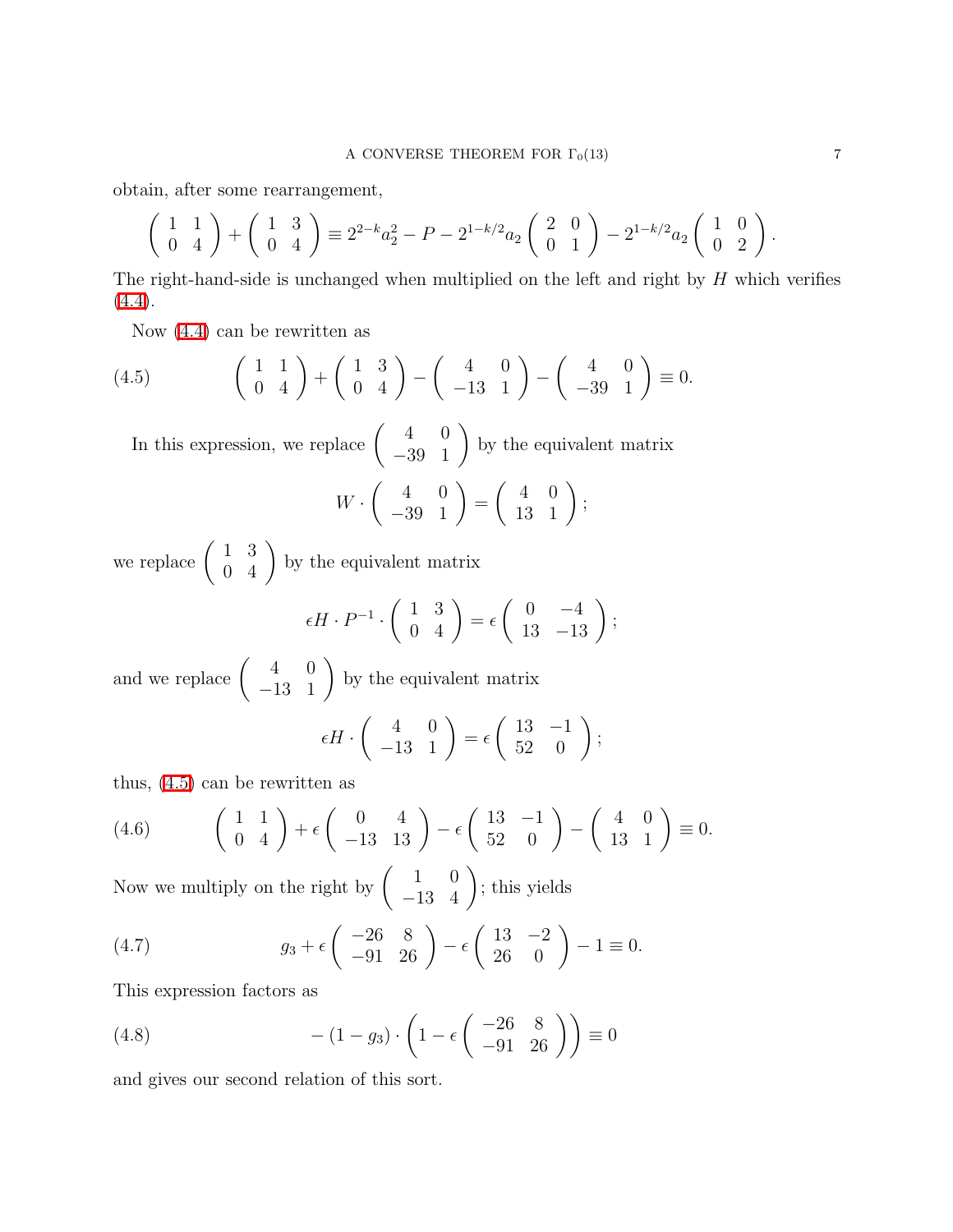obtain, after some rearrangement,

$$\begin{pmatrix} 1 & 1 \\ 0 & 4 \end{pmatrix} + \begin{pmatrix} 1 & 3 \\ 0 & 4 \end{pmatrix} \equiv 2^{2-k} a_2^2 - P - 2^{1-k/2} a_2 \begin{pmatrix} 2 & 0 \\ 0 & 1 \end{pmatrix} - 2^{1-k/2} a_2 \begin{pmatrix} 1 & 0 \\ 0 & 2 \end{pmatrix}.$$

The right-hand-side is unchanged when multiplied on the left and right by $H$ which verifies (4.4).

Now (4.4) can be rewritten as

$$\begin{pmatrix} 1 & 1 \\ 0 & 4 \end{pmatrix} + \begin{pmatrix} 1 & 3 \\ 0 & 4 \end{pmatrix} - \begin{pmatrix} 4 & 0 \\ -13 & 1 \end{pmatrix} - \begin{pmatrix} 4 & 0 \\ -39 & 1 \end{pmatrix} \equiv 0. \tag{4.5}$$

In this expression, we replace $\begin{pmatrix} 4 & 0 \\ -39 & 1 \end{pmatrix}$ by the equivalent matrix

$$W \cdot \begin{pmatrix} 4 & 0 \\ -39 & 1 \end{pmatrix} = \begin{pmatrix} 4 & 0 \\ 13 & 1 \end{pmatrix};$$

we replace $\begin{pmatrix} 1 & 3 \\ 0 & 4 \end{pmatrix}$ by the equivalent matrix

$$\epsilon H \cdot P^{-1} \cdot \begin{pmatrix} 1 & 3 \\ 0 & 4 \end{pmatrix} = \epsilon \begin{pmatrix} 0 & -4 \\ 13 & -13 \end{pmatrix};$$

and we replace $\begin{pmatrix} 4 & 0 \\ -13 & 1 \end{pmatrix}$ by the equivalent matrix

$$\epsilon H \cdot \begin{pmatrix} 4 & 0 \\ -13 & 1 \end{pmatrix} = \epsilon \begin{pmatrix} 13 & -1 \\ 52 & 0 \end{pmatrix};$$

thus, (4.5) can be rewritten as

$$\begin{pmatrix} 1 & 1 \\ 0 & 4 \end{pmatrix} + \epsilon \begin{pmatrix} 0 & 4 \\ -13 & 13 \end{pmatrix} - \epsilon \begin{pmatrix} 13 & -1 \\ 52 & 0 \end{pmatrix} - \begin{pmatrix} 4 & 0 \\ 13 & 1 \end{pmatrix} \equiv 0. \tag{4.6}$$

Now we multiply on the right by $\begin{pmatrix} 1 & 0 \\ -13 & 4 \end{pmatrix}$; this yields

$$g_3 + \epsilon \begin{pmatrix} -26 & 8 \\ -91 & 26 \end{pmatrix} - \epsilon \begin{pmatrix} 13 & -2 \\ 26 & 0 \end{pmatrix} - 1 \equiv 0. \tag{4.7}$$

This expression factors as

$$-(1 - g_3) \cdot \left( 1 - \epsilon \begin{pmatrix} -26 & 8 \\ -91 & 26 \end{pmatrix} \right) \equiv 0 \tag{4.8}$$

and gives our second relation of this sort.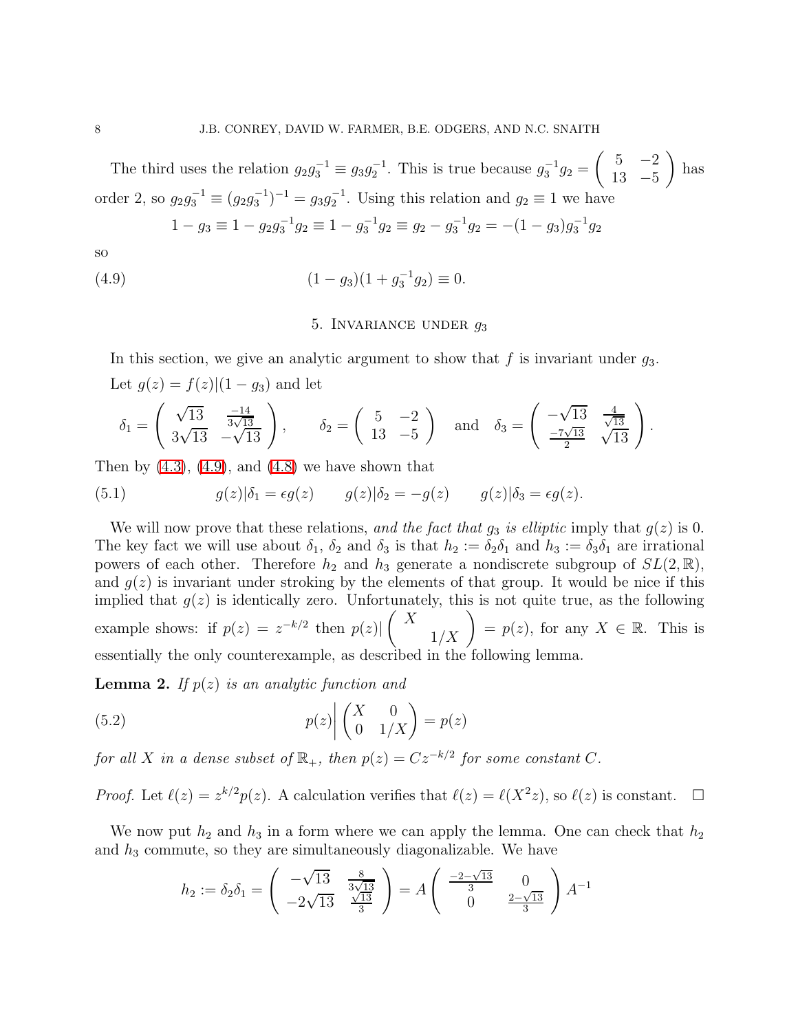The third uses the relation $g_2 g_3^{-1} \equiv g_3 g_2^{-1}$. This is true because $g_3^{-1} g_2 = \begin{pmatrix} 5 & -2 \\ 13 & -5 \end{pmatrix}$ has order 2, so $g_2 g_3^{-1} \equiv (g_2 g_3^{-1})^{-1} = g_3 g_2^{-1}$. Using this relation and $g_2 \equiv 1$ we have

$$1 - g_3 \equiv 1 - g_2 g_3^{-1} g_2 \equiv 1 - g_3^{-1} g_2 \equiv g_2 - g_3^{-1} g_2 = -(1 - g_3) g_3^{-1} g_2$$

so

$$(1 - g_3)(1 + g_3^{-1} g_2) \equiv 0. \tag{4.9}$$

## 5. Invariance under $g_3$

In this section, we give an analytic argument to show that $f$ is invariant under $g_3$.

Let $g(z) = f(z)|(1 - g_3)$ and let

$$\delta_1 = \begin{pmatrix} \sqrt{13} & \frac{-14}{3\sqrt{13}} \\ 3\sqrt{13} & -\sqrt{13} \end{pmatrix}, \qquad \delta_2 = \begin{pmatrix} 5 & -2 \\ 13 & -5 \end{pmatrix} \quad \text{and} \quad \delta_3 = \begin{pmatrix} -\sqrt{13} & \frac{4}{\sqrt{13}} \\ \frac{-7\sqrt{13}}{2} & \sqrt{13} \end{pmatrix}.$$

Then by (4.3), (4.9), and (4.8) we have shown that

$$g(z)|\delta_1 = \epsilon g(z) \qquad g(z)|\delta_2 = -g(z) \qquad g(z)|\delta_3 = \epsilon g(z). \tag{5.1}$$

We will now prove that these relations, *and the fact that $g_3$ is elliptic* imply that $g(z)$ is 0. The key fact we will use about $\delta_1$, $\delta_2$ and $\delta_3$ is that $h_2 := \delta_2\delta_1$ and $h_3 := \delta_3\delta_1$ are irrational powers of each other. Therefore $h_2$ and $h_3$ generate a nondiscrete subgroup of $SL(2, \mathbb{R})$, and $g(z)$ is invariant under stroking by the elements of that group. It would be nice if this implied that $g(z)$ is identically zero. Unfortunately, this is not quite true, as the following example shows: if $p(z) = z^{-k/2}$ then $p(z)|\begin{pmatrix} X & \\ & 1/X \end{pmatrix} = p(z)$, for any $X \in \mathbb{R}$. This is essentially the only counterexample, as described in the following lemma.

**Lemma 2.** *If $p(z)$ is an analytic function and*

$$p(z)\bigg|\begin{pmatrix} X & 0 \\ 0 & 1/X \end{pmatrix} = p(z) \tag{5.2}$$

*for all $X$ in a dense subset of $\mathbb{R}_+$, then $p(z) = Cz^{-k/2}$ for some constant $C$.*

*Proof.* Let $\ell(z) = z^{k/2}p(z)$. A calculation verifies that $\ell(z) = \ell(X^2 z)$, so $\ell(z)$ is constant. $\square$

We now put $h_2$ and $h_3$ in a form where we can apply the lemma. One can check that $h_2$ and $h_3$ commute, so they are simultaneously diagonalizable. We have

$$h_2 := \delta_2\delta_1 = \begin{pmatrix} -\sqrt{13} & \frac{8}{3\sqrt{13}} \\ -2\sqrt{13} & \frac{\sqrt{13}}{3} \end{pmatrix} = A \begin{pmatrix} \frac{-2-\sqrt{13}}{3} & 0 \\ 0 & \frac{2-\sqrt{13}}{3} \end{pmatrix} A^{-1}$$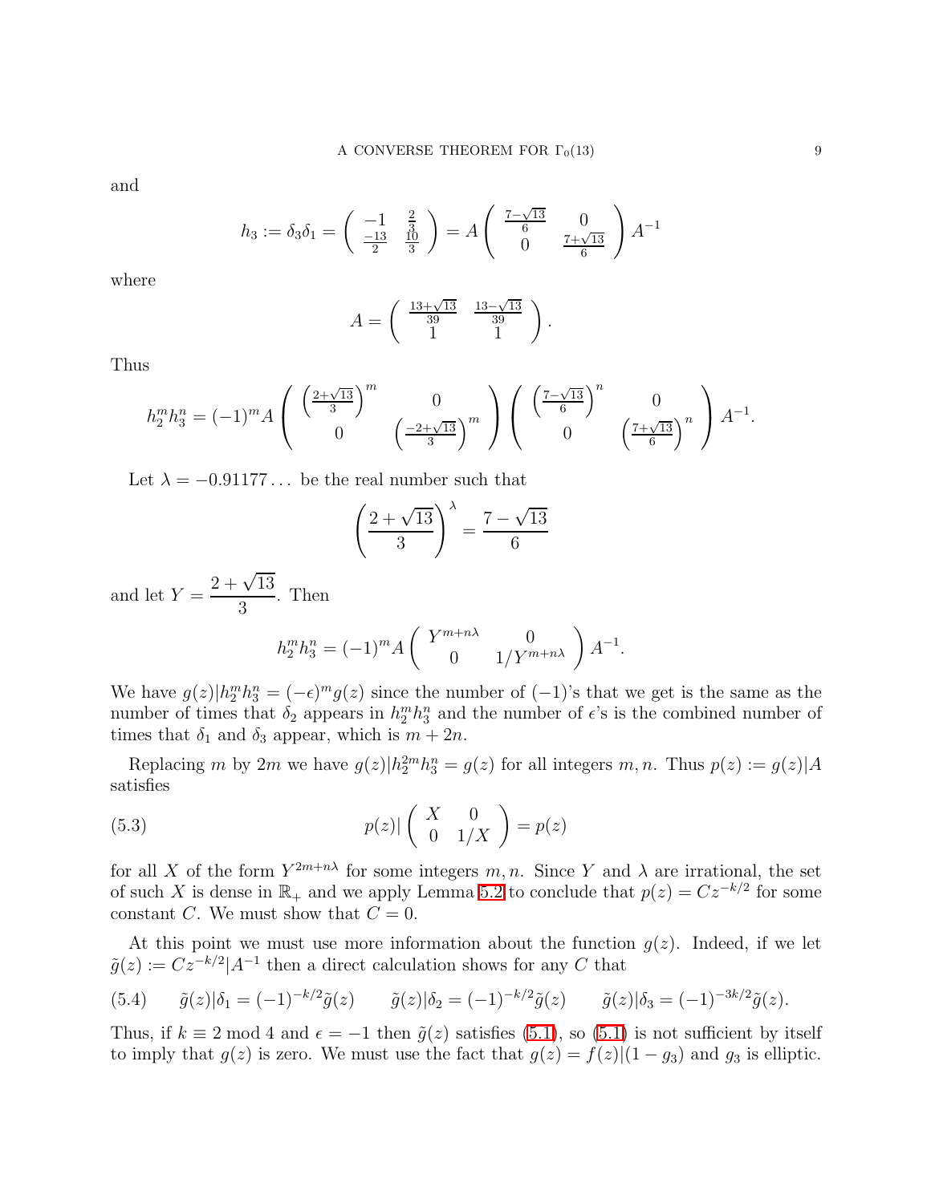and

$$h_3 := \delta_3\delta_1 = \begin{pmatrix} -1 & \frac{2}{3} \\ \frac{-13}{2} & \frac{10}{3} \end{pmatrix} = A \begin{pmatrix} \frac{7-\sqrt{13}}{6} & 0 \\ 0 & \frac{7+\sqrt{13}}{6} \end{pmatrix} A^{-1}$$

where

$$A = \begin{pmatrix} \frac{13+\sqrt{13}}{39} & \frac{13-\sqrt{13}}{39} \\ 1 & 1 \end{pmatrix}.$$

Thus

$$h_2^m h_3^n = (-1)^m A \begin{pmatrix} \left(\frac{2+\sqrt{13}}{3}\right)^m & 0 \\ 0 & \left(\frac{-2+\sqrt{13}}{3}\right)^m \end{pmatrix} \begin{pmatrix} \left(\frac{7-\sqrt{13}}{6}\right)^n & 0 \\ 0 & \left(\frac{7+\sqrt{13}}{6}\right)^n \end{pmatrix} A^{-1}.$$

Let $\lambda = -0.91177\ldots$ be the real number such that

$$\left(\frac{2+\sqrt{13}}{3}\right)^\lambda = \frac{7-\sqrt{13}}{6}$$

and let $Y = \dfrac{2+\sqrt{13}}{3}$. Then

$$h_2^m h_3^n = (-1)^m A \begin{pmatrix} Y^{m+n\lambda} & 0 \\ 0 & 1/Y^{m+n\lambda} \end{pmatrix} A^{-1}.$$

We have $g(z)|h_2^m h_3^n = (-\epsilon)^m g(z)$ since the number of $(-1)$'s that we get is the same as the number of times that $\delta_2$ appears in $h_2^m h_3^n$ and the number of $\epsilon$'s is the combined number of times that $\delta_1$ and $\delta_3$ appear, which is $m + 2n$.

Replacing $m$ by $2m$ we have $g(z)|h_2^{2m} h_3^n = g(z)$ for all integers $m, n$. Thus $p(z) := g(z)|A$ satisfies

$$p(z)| \begin{pmatrix} X & 0 \\ 0 & 1/X \end{pmatrix} = p(z) \tag{5.3}$$

for all $X$ of the form $Y^{2m+n\lambda}$ for some integers $m, n$. Since $Y$ and $\lambda$ are irrational, the set of such $X$ is dense in $\mathbb{R}_+$ and we apply Lemma 5.2 to conclude that $p(z) = Cz^{-k/2}$ for some constant $C$. We must show that $C = 0$.

At this point we must use more information about the function $g(z)$. Indeed, if we let $\tilde{g}(z) := Cz^{-k/2}|A^{-1}$ then a direct calculation shows for any $C$ that

$$\tilde{g}(z)|\delta_1 = (-1)^{-k/2}\tilde{g}(z) \qquad \tilde{g}(z)|\delta_2 = (-1)^{-k/2}\tilde{g}(z) \qquad \tilde{g}(z)|\delta_3 = (-1)^{-3k/2}\tilde{g}(z). \tag{5.4}$$

Thus, if $k \equiv 2 \bmod 4$ and $\epsilon = -1$ then $\tilde{g}(z)$ satisfies (5.1), so (5.1) is not sufficient by itself to imply that $g(z)$ is zero. We must use the fact that $g(z) = f(z)|(1 - g_3)$ and $g_3$ is elliptic.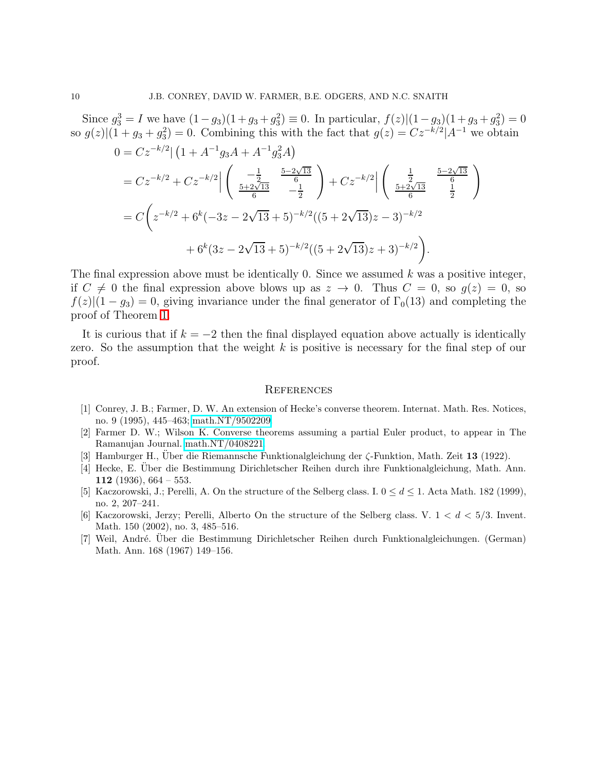Since $g_3^3 = I$ we have $(1-g_3)(1+g_3+g_3^2) \equiv 0$. In particular, $f(z)|(1-g_3)(1+g_3+g_3^2) = 0$ so $g(z)|(1+g_3+g_3^2) = 0$. Combining this with the fact that $g(z) = Cz^{-k/2}|A^{-1}$ we obtain

$$
\begin{aligned}
0 &= Cz^{-k/2}|\left(1 + A^{-1}g_3A + A^{-1}g_3^2A\right) \\
&= Cz^{-k/2} + Cz^{-k/2}\Big| \begin{pmatrix} -\frac{1}{2} & \frac{5-2\sqrt{13}}{6} \\ \frac{5+2\sqrt{13}}{6} & -\frac{1}{2} \end{pmatrix} + Cz^{-k/2}\Big| \begin{pmatrix} \frac{1}{2} & \frac{5-2\sqrt{13}}{6} \\ \frac{5+2\sqrt{13}}{6} & \frac{1}{2} \end{pmatrix} \\
&= C\bigg( z^{-k/2} + 6^k(-3z - 2\sqrt{13} + 5)^{-k/2}((5+2\sqrt{13})z - 3)^{-k/2} \\
&\qquad\qquad + 6^k(3z - 2\sqrt{13} + 5)^{-k/2}((5+2\sqrt{13})z + 3)^{-k/2}\bigg).
\end{aligned}
$$

The final expression above must be identically 0. Since we assumed $k$ was a positive integer, if $C \neq 0$ the final expression above blows up as $z \to 0$. Thus $C = 0$, so $g(z) = 0$, so $f(z)|(1-g_3) = 0$, giving invariance under the final generator of $\Gamma_0(13)$ and completing the proof of Theorem 1.

It is curious that if $k = -2$ then the final displayed equation above actually is identically zero. So the assumption that the weight $k$ is positive is necessary for the final step of our proof.

## References

[1] Conrey, J. B.; Farmer, D. W. An extension of Hecke's converse theorem. Internat. Math. Res. Notices, no. 9 (1995), 445–463; math.NT/9502209

[2] Farmer D. W.; Wilson K. Converse theorems assuming a partial Euler product, to appear in The Ramanujan Journal. math.NT/0408221

[3] Hamburger H., Über die Riemannsche Funktionalgleichung der $\zeta$-Funktion, Math. Zeit **13** (1922).

[4] Hecke, E. Über die Bestimmung Dirichletscher Reihen durch ihre Funktionalgleichung, Math. Ann. **112** (1936), 664 – 553.

[5] Kaczorowski, J.; Perelli, A. On the structure of the Selberg class. I. $0 \leq d \leq 1$. Acta Math. 182 (1999), no. 2, 207–241.

[6] Kaczorowski, Jerzy; Perelli, Alberto On the structure of the Selberg class. V. $1 < d < 5/3$. Invent. Math. 150 (2002), no. 3, 485–516.

[7] Weil, André. Über die Bestimmung Dirichletscher Reihen durch Funktionalgleichungen. (German) Math. Ann. 168 (1967) 149–156.